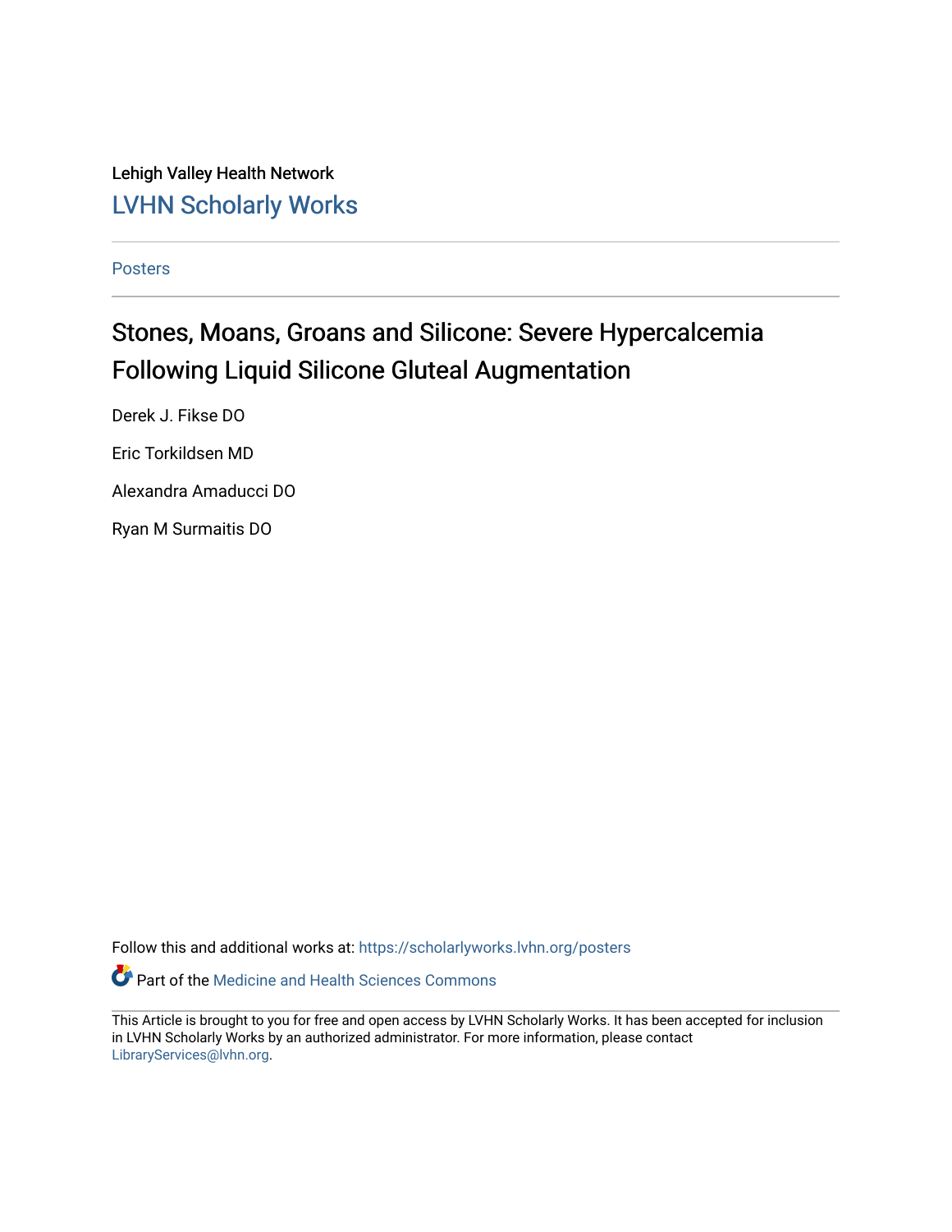Lehigh Valley Health Network

LVHN Scholarly Works

Posters

# Stones, Moans, Groans and Silicone: Severe Hypercalcemia Following Liquid Silicone Gluteal Augmentation

Derek J. Fikse DO

Eric Torkildsen MD

Alexandra Amaducci DO

Ryan M Surmaitis DO

Follow this and additional works at: https://scholarlyworks.lvhn.org/posters

Part of the Medicine and Health Sciences Commons

This Article is brought to you for free and open access by LVHN Scholarly Works. It has been accepted for inclusion in LVHN Scholarly Works by an authorized administrator. For more information, please contact LibraryServices@lvhn.org.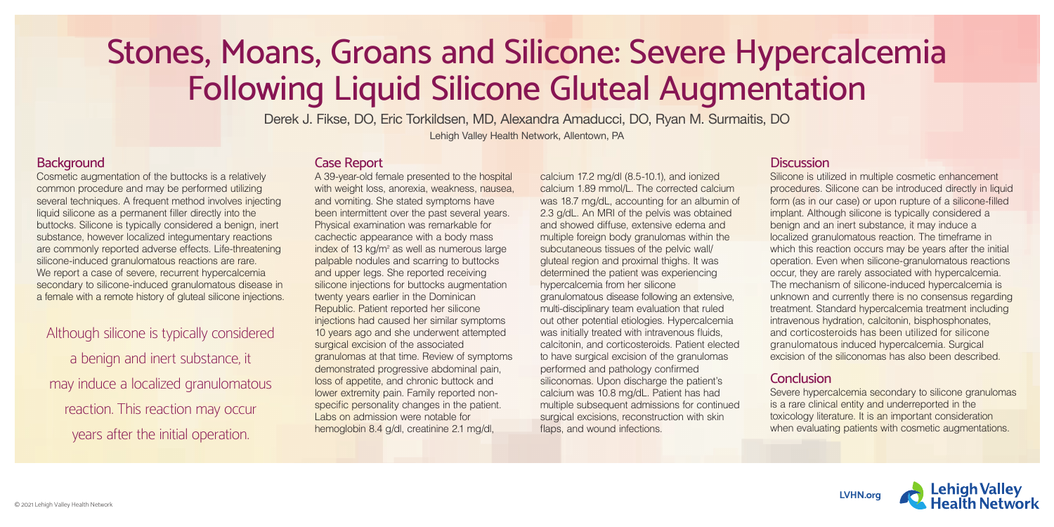# Stones, Moans, Groans and Silicone: Severe Hypercalcemia Following Liquid Silicone Gluteal Augmentation

Derek J. Fikse, DO, Eric Torkildsen, MD, Alexandra Amaducci, DO, Ryan M. Surmaitis, DO

Lehigh Valley Health Network, Allentown, PA

## Background

Cosmetic augmentation of the buttocks is a relatively common procedure and may be performed utilizing several techniques. A frequent method involves injecting liquid silicone as a permanent filler directly into the buttocks. Silicone is typically considered a benign, inert substance, however localized integumentary reactions are commonly reported adverse effects. Life-threatening silicone-induced granulomatous reactions are rare. We report a case of severe, recurrent hypercalcemia secondary to silicone-induced granulomatous disease in a female with a remote history of gluteal silicone injections.

Although silicone is typically considered a benign and inert substance, it may induce a localized granulomatous reaction. This reaction may occur years after the initial operation.

## Case Report

A 39-year-old female presented to the hospital with weight loss, anorexia, weakness, nausea, and vomiting. She stated symptoms have been intermittent over the past several years. Physical examination was remarkable for cachectic appearance with a body mass index of 13 kg/m$^2$ as well as numerous large palpable nodules and scarring to buttocks and upper legs. She reported receiving silicone injections for buttocks augmentation twenty years earlier in the Dominican Republic. Patient reported her silicone injections had caused her similar symptoms 10 years ago and she underwent attempted surgical excision of the associated granulomas at that time. Review of symptoms demonstrated progressive abdominal pain, loss of appetite, and chronic buttock and lower extremity pain. Family reported non-specific personality changes in the patient. Labs on admission were notable for hemoglobin 8.4 g/dl, creatinine 2.1 mg/dl, calcium 17.2 mg/dl (8.5-10.1), and ionized calcium 1.89 mmol/L. The corrected calcium was 18.7 mg/dL, accounting for an albumin of 2.3 g/dL. An MRI of the pelvis was obtained and showed diffuse, extensive edema and multiple foreign body granulomas within the subcutaneous tissues of the pelvic wall/gluteal region and proximal thighs. It was determined the patient was experiencing hypercalcemia from her silicone granulomatous disease following an extensive, multi-disciplinary team evaluation that ruled out other potential etiologies. Hypercalcemia was initially treated with intravenous fluids, calcitonin, and corticosteroids. Patient elected to have surgical excision of the granulomas performed and pathology confirmed siliconomas. Upon discharge the patient's calcium was 10.8 mg/dL. Patient has had multiple subsequent admissions for continued surgical excisions, reconstruction with skin flaps, and wound infections.

## Discussion

Silicone is utilized in multiple cosmetic enhancement procedures. Silicone can be introduced directly in liquid form (as in our case) or upon rupture of a silicone-filled implant. Although silicone is typically considered a benign and an inert substance, it may induce a localized granulomatous reaction. The timeframe in which this reaction occurs may be years after the initial operation. Even when silicone-granulomatous reactions occur, they are rarely associated with hypercalcemia. The mechanism of silicone-induced hypercalcemia is unknown and currently there is no consensus regarding treatment. Standard hypercalcemia treatment including intravenous hydration, calcitonin, bisphosphonates, and corticosteroids has been utilized for silicone granulomatous induced hypercalcemia. Surgical excision of the siliconomas has also been described.

## Conclusion

Severe hypercalcemia secondary to silicone granulomas is a rare clinical entity and underreported in the toxicology literature. It is an important consideration when evaluating patients with cosmetic augmentations.

© 2021 Lehigh Valley Health Network

LVHN.org

Lehigh Valley Health Network